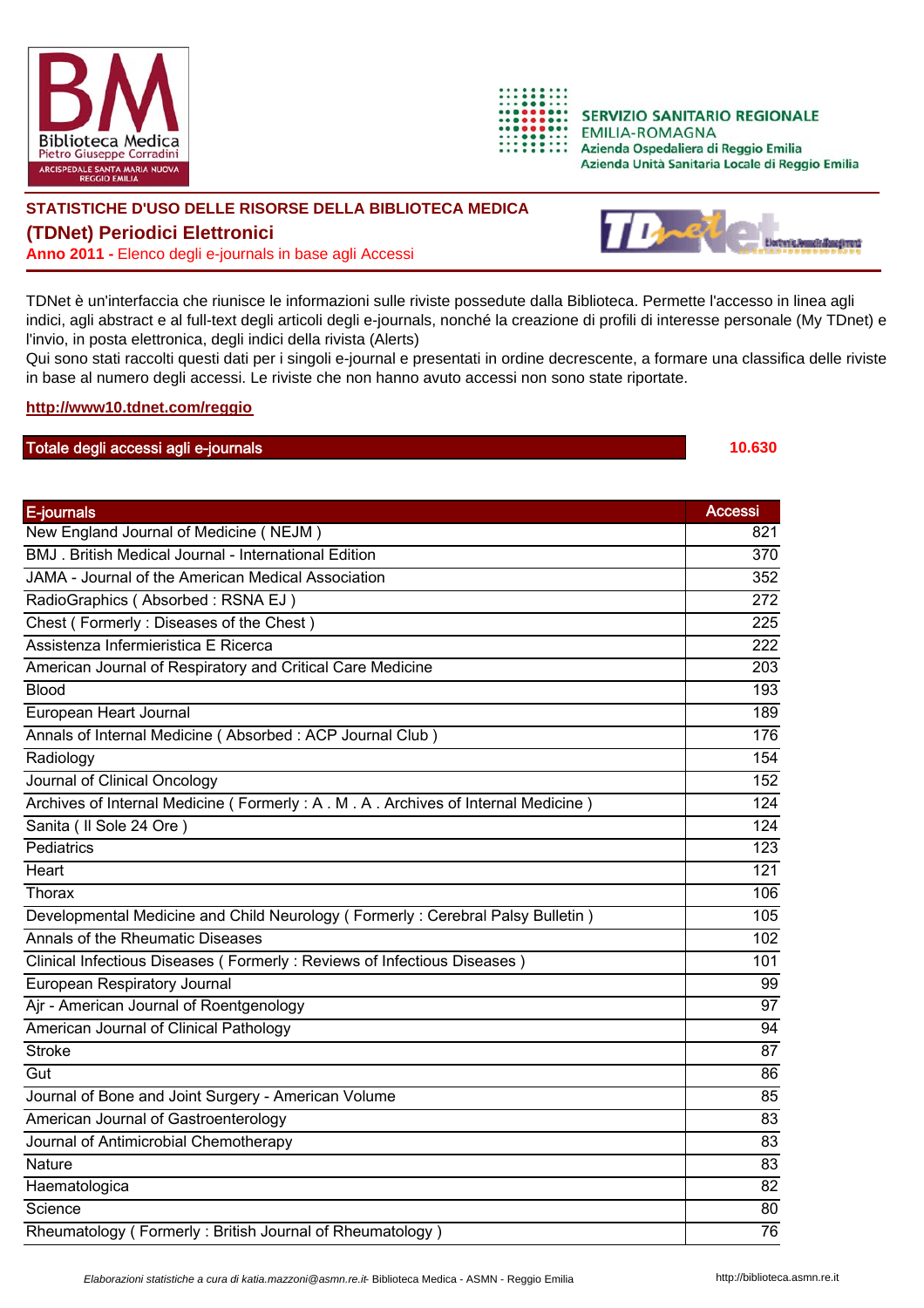**STATISTICHE D'USO DELLE RISORSE DELLA BIBLIOTECA MEDICA**

## (TDNet) Periodici Elettronici

**Anno 2011 -** Elenco degli e-journals in base agli Accessi

TDNet è un'interfaccia che riunisce le informazioni sulle riviste possedute dalla Biblioteca. Permette l'accesso in linea agli indici, agli abstract e al full-text degli articoli degli e-journals, nonché la creazione di profili di interesse personale (My TDnet) e l'invio, in posta elettronica, degli indici della rivista (Alerts)
Qui sono stati raccolti questi dati per i singoli e-journal e presentati in ordine decrescente, a formare una classifica delle riviste in base al numero degli accessi. Le riviste che non hanno avuto accessi non sono state riportate.

**http://www10.tdnet.com/reggio**

| Totale degli accessi agli e-journals | 10.630 |
|---|---|

| E-journals | Accessi |
|---|---|
| New England Journal of Medicine ( NEJM ) | 821 |
| BMJ . British Medical Journal - International Edition | 370 |
| JAMA - Journal of the American Medical Association | 352 |
| RadioGraphics ( Absorbed : RSNA EJ ) | 272 |
| Chest ( Formerly : Diseases of the Chest ) | 225 |
| Assistenza Infermieristica E Ricerca | 222 |
| American Journal of Respiratory and Critical Care Medicine | 203 |
| Blood | 193 |
| European Heart Journal | 189 |
| Annals of Internal Medicine ( Absorbed : ACP Journal Club ) | 176 |
| Radiology | 154 |
| Journal of Clinical Oncology | 152 |
| Archives of Internal Medicine ( Formerly : A . M . A . Archives of Internal Medicine ) | 124 |
| Sanita ( Il Sole 24 Ore ) | 124 |
| Pediatrics | 123 |
| Heart | 121 |
| Thorax | 106 |
| Developmental Medicine and Child Neurology ( Formerly : Cerebral Palsy Bulletin ) | 105 |
| Annals of the Rheumatic Diseases | 102 |
| Clinical Infectious Diseases ( Formerly : Reviews of Infectious Diseases ) | 101 |
| European Respiratory Journal | 99 |
| Ajr - American Journal of Roentgenology | 97 |
| American Journal of Clinical Pathology | 94 |
| Stroke | 87 |
| Gut | 86 |
| Journal of Bone and Joint Surgery - American Volume | 85 |
| American Journal of Gastroenterology | 83 |
| Journal of Antimicrobial Chemotherapy | 83 |
| Nature | 83 |
| Haematologica | 82 |
| Science | 80 |
| Rheumatology ( Formerly : British Journal of Rheumatology ) | 76 |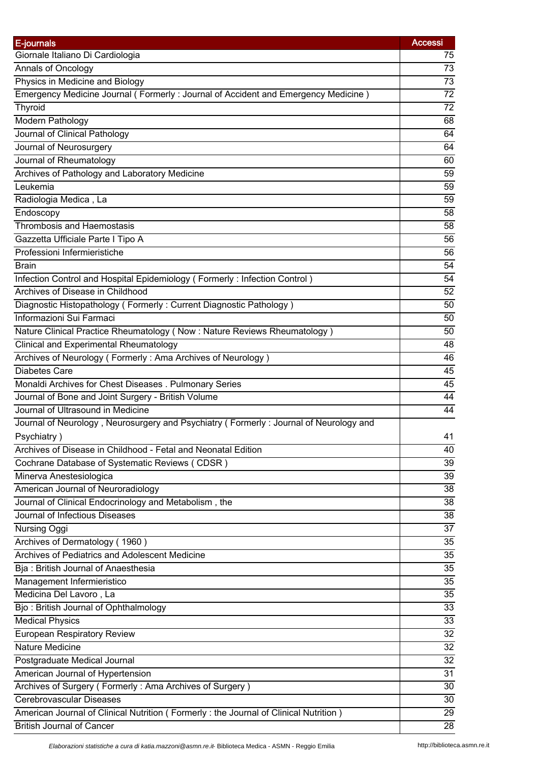| E-journals | Accessi |
|---|---|
| Giornale Italiano Di Cardiologia | 75 |
| Annals of Oncology | 73 |
| Physics in Medicine and Biology | 73 |
| Emergency Medicine Journal ( Formerly : Journal of Accident and Emergency Medicine ) | 72 |
| Thyroid | 72 |
| Modern Pathology | 68 |
| Journal of Clinical Pathology | 64 |
| Journal of Neurosurgery | 64 |
| Journal of Rheumatology | 60 |
| Archives of Pathology and Laboratory Medicine | 59 |
| Leukemia | 59 |
| Radiologia Medica , La | 59 |
| Endoscopy | 58 |
| Thrombosis and Haemostasis | 58 |
| Gazzetta Ufficiale Parte I Tipo A | 56 |
| Professioni Infermieristiche | 56 |
| Brain | 54 |
| Infection Control and Hospital Epidemiology ( Formerly : Infection Control ) | 54 |
| Archives of Disease in Childhood | 52 |
| Diagnostic Histopathology ( Formerly : Current Diagnostic Pathology ) | 50 |
| Informazioni Sui Farmaci | 50 |
| Nature Clinical Practice Rheumatology ( Now : Nature Reviews Rheumatology ) | 50 |
| Clinical and Experimental Rheumatology | 48 |
| Archives of Neurology ( Formerly : Ama Archives of Neurology ) | 46 |
| Diabetes Care | 45 |
| Monaldi Archives for Chest Diseases . Pulmonary Series | 45 |
| Journal of Bone and Joint Surgery - British Volume | 44 |
| Journal of Ultrasound in Medicine | 44 |
| Journal of Neurology , Neurosurgery and Psychiatry ( Formerly : Journal of Neurology and Psychiatry ) | 41 |
| Archives of Disease in Childhood - Fetal and Neonatal Edition | 40 |
| Cochrane Database of Systematic Reviews ( CDSR ) | 39 |
| Minerva Anestesiologica | 39 |
| American Journal of Neuroradiology | 38 |
| Journal of Clinical Endocrinology and Metabolism , the | 38 |
| Journal of Infectious Diseases | 38 |
| Nursing Oggi | 37 |
| Archives of Dermatology ( 1960 ) | 35 |
| Archives of Pediatrics and Adolescent Medicine | 35 |
| Bja : British Journal of Anaesthesia | 35 |
| Management Infermieristico | 35 |
| Medicina Del Lavoro , La | 35 |
| Bjo : British Journal of Ophthalmology | 33 |
| Medical Physics | 33 |
| European Respiratory Review | 32 |
| Nature Medicine | 32 |
| Postgraduate Medical Journal | 32 |
| American Journal of Hypertension | 31 |
| Archives of Surgery ( Formerly : Ama Archives of Surgery ) | 30 |
| Cerebrovascular Diseases | 30 |
| American Journal of Clinical Nutrition ( Formerly : the Journal of Clinical Nutrition ) | 29 |
| British Journal of Cancer | 28 |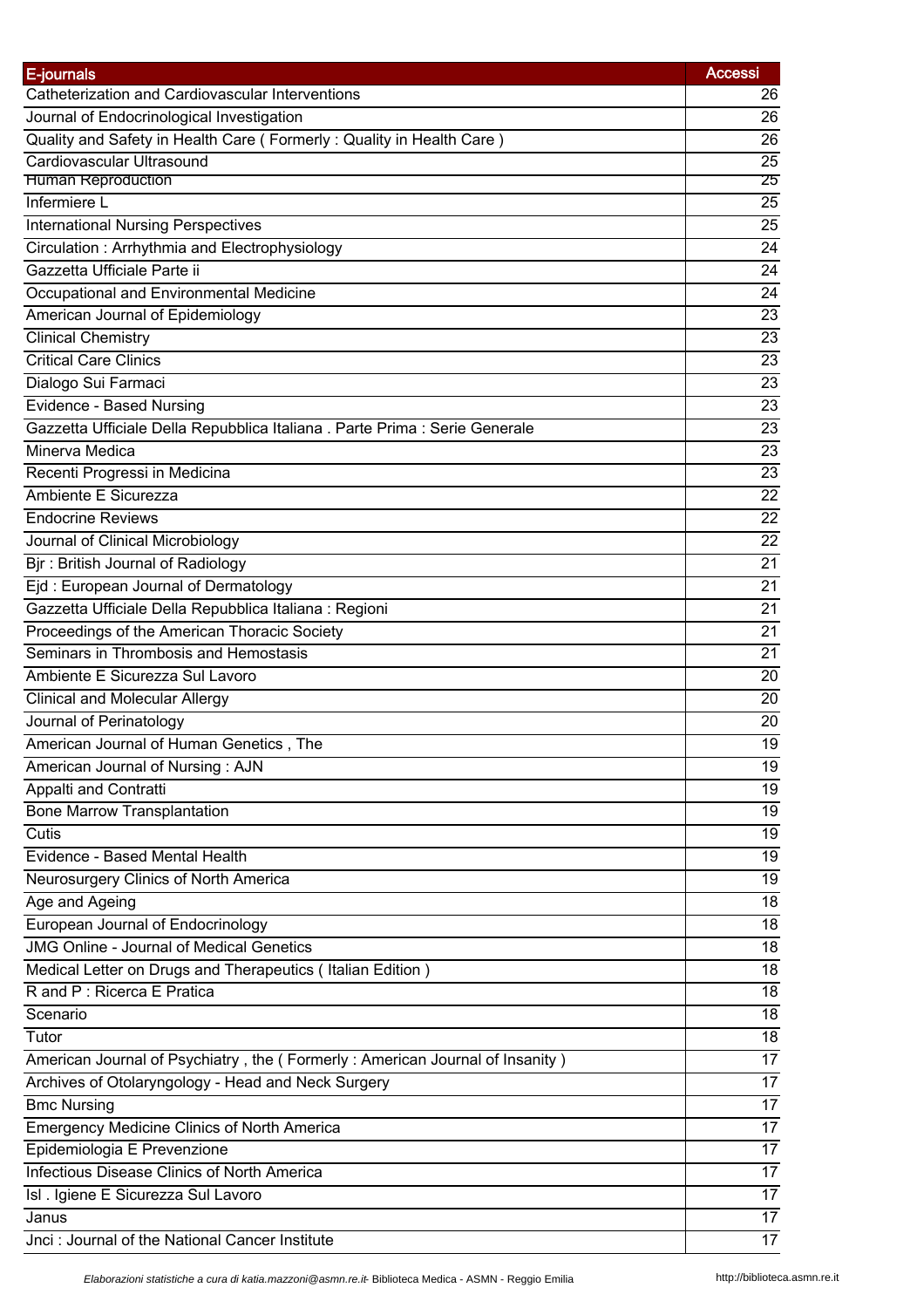| E-journals | Accessi |
|---|---|
| Catheterization and Cardiovascular Interventions | 26 |
| Journal of Endocrinological Investigation | 26 |
| Quality and Safety in Health Care ( Formerly : Quality in Health Care ) | 26 |
| Cardiovascular Ultrasound | 25 |
| Human Reproduction | 25 |
| Infermiere L | 25 |
| International Nursing Perspectives | 25 |
| Circulation : Arrhythmia and Electrophysiology | 24 |
| Gazzetta Ufficiale Parte ii | 24 |
| Occupational and Environmental Medicine | 24 |
| American Journal of Epidemiology | 23 |
| Clinical Chemistry | 23 |
| Critical Care Clinics | 23 |
| Dialogo Sui Farmaci | 23 |
| Evidence - Based Nursing | 23 |
| Gazzetta Ufficiale Della Repubblica Italiana . Parte Prima : Serie Generale | 23 |
| Minerva Medica | 23 |
| Recenti Progressi in Medicina | 23 |
| Ambiente E Sicurezza | 22 |
| Endocrine Reviews | 22 |
| Journal of Clinical Microbiology | 22 |
| Bjr : British Journal of Radiology | 21 |
| Ejd : European Journal of Dermatology | 21 |
| Gazzetta Ufficiale Della Repubblica Italiana : Regioni | 21 |
| Proceedings of the American Thoracic Society | 21 |
| Seminars in Thrombosis and Hemostasis | 21 |
| Ambiente E Sicurezza Sul Lavoro | 20 |
| Clinical and Molecular Allergy | 20 |
| Journal of Perinatology | 20 |
| American Journal of Human Genetics , The | 19 |
| American Journal of Nursing : AJN | 19 |
| Appalti and Contratti | 19 |
| Bone Marrow Transplantation | 19 |
| Cutis | 19 |
| Evidence - Based Mental Health | 19 |
| Neurosurgery Clinics of North America | 19 |
| Age and Ageing | 18 |
| European Journal of Endocrinology | 18 |
| JMG Online - Journal of Medical Genetics | 18 |
| Medical Letter on Drugs and Therapeutics ( Italian Edition ) | 18 |
| R and P : Ricerca E Pratica | 18 |
| Scenario | 18 |
| Tutor | 18 |
| American Journal of Psychiatry , the ( Formerly : American Journal of Insanity ) | 17 |
| Archives of Otolaryngology - Head and Neck Surgery | 17 |
| Bmc Nursing | 17 |
| Emergency Medicine Clinics of North America | 17 |
| Epidemiologia E Prevenzione | 17 |
| Infectious Disease Clinics of North America | 17 |
| Isl . Igiene E Sicurezza Sul Lavoro | 17 |
| Janus | 17 |
| Jnci : Journal of the National Cancer Institute | 17 |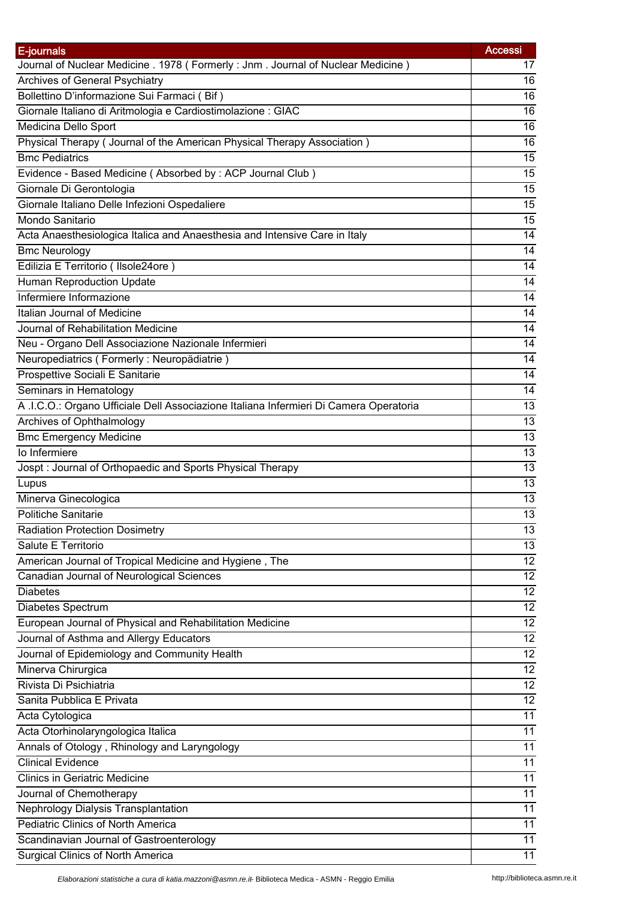| E-journals | Accessi |
|---|---|
| Journal of Nuclear Medicine . 1978 ( Formerly : Jnm . Journal of Nuclear Medicine ) | 17 |
| Archives of General Psychiatry | 16 |
| Bollettino D'informazione Sui Farmaci ( Bif ) | 16 |
| Giornale Italiano di Aritmologia e Cardiostimolazione : GIAC | 16 |
| Medicina Dello Sport | 16 |
| Physical Therapy ( Journal of the American Physical Therapy Association ) | 16 |
| Bmc Pediatrics | 15 |
| Evidence - Based Medicine ( Absorbed by : ACP Journal Club ) | 15 |
| Giornale Di Gerontologia | 15 |
| Giornale Italiano Delle Infezioni Ospedaliere | 15 |
| Mondo Sanitario | 15 |
| Acta Anaesthesiologica Italica and Anaesthesia and Intensive Care in Italy | 14 |
| Bmc Neurology | 14 |
| Edilizia E Territorio ( Ilsole24ore ) | 14 |
| Human Reproduction Update | 14 |
| Infermiere Informazione | 14 |
| Italian Journal of Medicine | 14 |
| Journal of Rehabilitation Medicine | 14 |
| Neu - Organo Dell Associazione Nazionale Infermieri | 14 |
| Neuropediatrics ( Formerly : Neuropädiatrie ) | 14 |
| Prospettive Sociali E Sanitarie | 14 |
| Seminars in Hematology | 14 |
| A .I.C.O.: Organo Ufficiale Dell Associazione Italiana Infermieri Di Camera Operatoria | 13 |
| Archives of Ophthalmology | 13 |
| Bmc Emergency Medicine | 13 |
| Io Infermiere | 13 |
| Jospt : Journal of Orthopaedic and Sports Physical Therapy | 13 |
| Lupus | 13 |
| Minerva Ginecologica | 13 |
| Politiche Sanitarie | 13 |
| Radiation Protection Dosimetry | 13 |
| Salute E Territorio | 13 |
| American Journal of Tropical Medicine and Hygiene , The | 12 |
| Canadian Journal of Neurological Sciences | 12 |
| Diabetes | 12 |
| Diabetes Spectrum | 12 |
| European Journal of Physical and Rehabilitation Medicine | 12 |
| Journal of Asthma and Allergy Educators | 12 |
| Journal of Epidemiology and Community Health | 12 |
| Minerva Chirurgica | 12 |
| Rivista Di Psichiatria | 12 |
| Sanita Pubblica E Privata | 12 |
| Acta Cytologica | 11 |
| Acta Otorhinolaryngologica Italica | 11 |
| Annals of Otology , Rhinology and Laryngology | 11 |
| Clinical Evidence | 11 |
| Clinics in Geriatric Medicine | 11 |
| Journal of Chemotherapy | 11 |
| Nephrology Dialysis Transplantation | 11 |
| Pediatric Clinics of North America | 11 |
| Scandinavian Journal of Gastroenterology | 11 |
| Surgical Clinics of North America | 11 |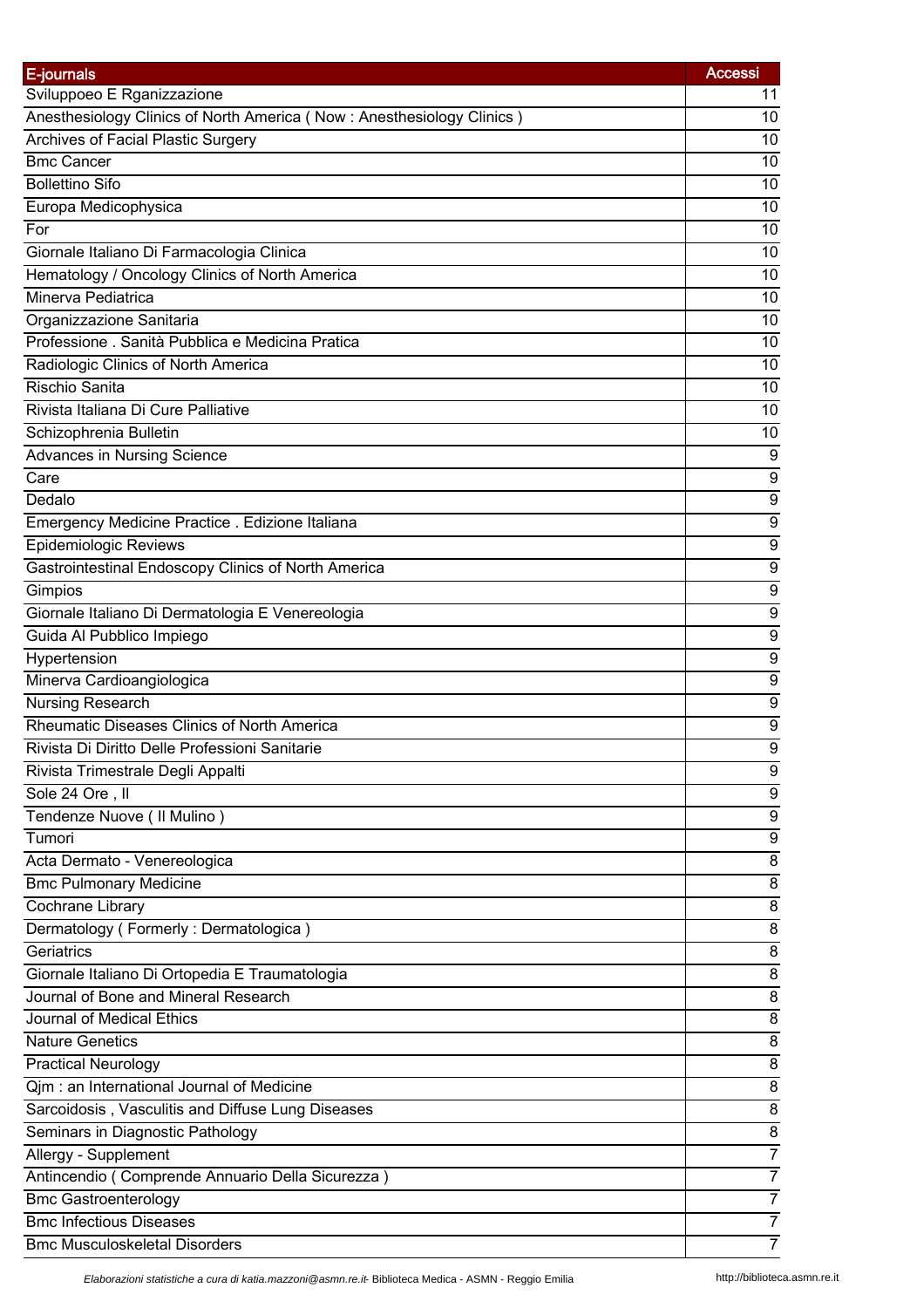| E-journals | Accessi |
|---|---|
| Sviluppoeo E Rganizzazione | 11 |
| Anesthesiology Clinics of North America ( Now : Anesthesiology Clinics ) | 10 |
| Archives of Facial Plastic Surgery | 10 |
| Bmc Cancer | 10 |
| Bollettino Sifo | 10 |
| Europa Medicophysica | 10 |
| For | 10 |
| Giornale Italiano Di Farmacologia Clinica | 10 |
| Hematology / Oncology Clinics of North America | 10 |
| Minerva Pediatrica | 10 |
| Organizzazione Sanitaria | 10 |
| Professione . Sanità Pubblica e Medicina Pratica | 10 |
| Radiologic Clinics of North America | 10 |
| Rischio Sanita | 10 |
| Rivista Italiana Di Cure Palliative | 10 |
| Schizophrenia Bulletin | 10 |
| Advances in Nursing Science | 9 |
| Care | 9 |
| Dedalo | 9 |
| Emergency Medicine Practice . Edizione Italiana | 9 |
| Epidemiologic Reviews | 9 |
| Gastrointestinal Endoscopy Clinics of North America | 9 |
| Gimpios | 9 |
| Giornale Italiano Di Dermatologia E Venereologia | 9 |
| Guida Al Pubblico Impiego | 9 |
| Hypertension | 9 |
| Minerva Cardioangiologica | 9 |
| Nursing Research | 9 |
| Rheumatic Diseases Clinics of North America | 9 |
| Rivista Di Diritto Delle Professioni Sanitarie | 9 |
| Rivista Trimestrale Degli Appalti | 9 |
| Sole 24 Ore , Il | 9 |
| Tendenze Nuove ( Il Mulino ) | 9 |
| Tumori | 9 |
| Acta Dermato - Venereologica | 8 |
| Bmc Pulmonary Medicine | 8 |
| Cochrane Library | 8 |
| Dermatology ( Formerly : Dermatologica ) | 8 |
| Geriatrics | 8 |
| Giornale Italiano Di Ortopedia E Traumatologia | 8 |
| Journal of Bone and Mineral Research | 8 |
| Journal of Medical Ethics | 8 |
| Nature Genetics | 8 |
| Practical Neurology | 8 |
| Qjm : an International Journal of Medicine | 8 |
| Sarcoidosis , Vasculitis and Diffuse Lung Diseases | 8 |
| Seminars in Diagnostic Pathology | 8 |
| Allergy - Supplement | 7 |
| Antincendio ( Comprende Annuario Della Sicurezza ) | 7 |
| Bmc Gastroenterology | 7 |
| Bmc Infectious Diseases | 7 |
| Bmc Musculoskeletal Disorders | 7 |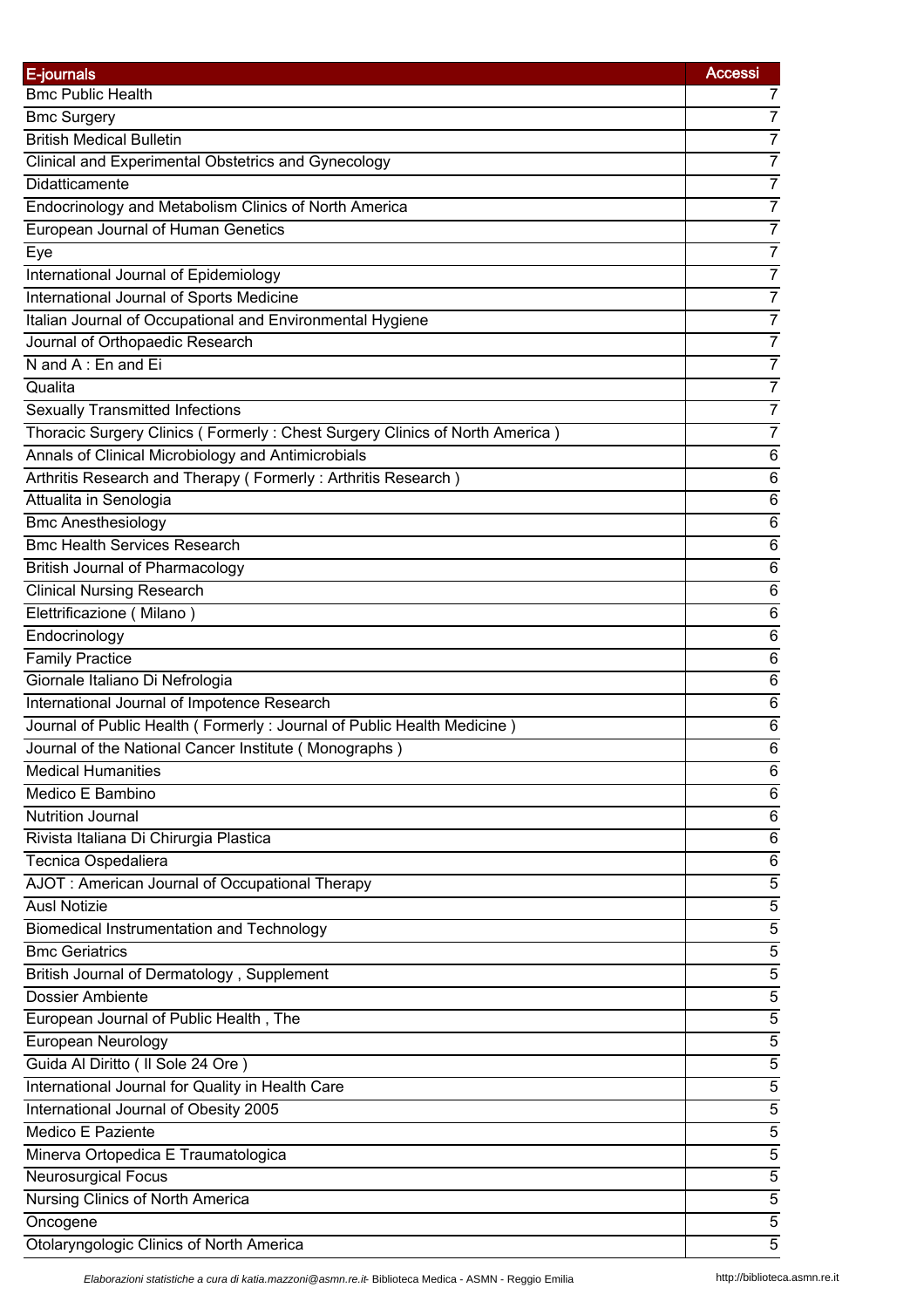| E-journals | Accessi |
| --- | --- |
| Bmc Public Health | 7 |
| Bmc Surgery | 7 |
| British Medical Bulletin | 7 |
| Clinical and Experimental Obstetrics and Gynecology | 7 |
| Didatticamente | 7 |
| Endocrinology and Metabolism Clinics of North America | 7 |
| European Journal of Human Genetics | 7 |
| Eye | 7 |
| International Journal of Epidemiology | 7 |
| International Journal of Sports Medicine | 7 |
| Italian Journal of Occupational and Environmental Hygiene | 7 |
| Journal of Orthopaedic Research | 7 |
| N and A : En and Ei | 7 |
| Qualita | 7 |
| Sexually Transmitted Infections | 7 |
| Thoracic Surgery Clinics ( Formerly : Chest Surgery Clinics of North America ) | 7 |
| Annals of Clinical Microbiology and Antimicrobials | 6 |
| Arthritis Research and Therapy ( Formerly : Arthritis Research ) | 6 |
| Attualita in Senologia | 6 |
| Bmc Anesthesiology | 6 |
| Bmc Health Services Research | 6 |
| British Journal of Pharmacology | 6 |
| Clinical Nursing Research | 6 |
| Elettrificazione ( Milano ) | 6 |
| Endocrinology | 6 |
| Family Practice | 6 |
| Giornale Italiano Di Nefrologia | 6 |
| International Journal of Impotence Research | 6 |
| Journal of Public Health ( Formerly : Journal of Public Health Medicine ) | 6 |
| Journal of the National Cancer Institute ( Monographs ) | 6 |
| Medical Humanities | 6 |
| Medico E Bambino | 6 |
| Nutrition Journal | 6 |
| Rivista Italiana Di Chirurgia Plastica | 6 |
| Tecnica Ospedaliera | 6 |
| AJOT : American Journal of Occupational Therapy | 5 |
| Ausl Notizie | 5 |
| Biomedical Instrumentation and Technology | 5 |
| Bmc Geriatrics | 5 |
| British Journal of Dermatology , Supplement | 5 |
| Dossier Ambiente | 5 |
| European Journal of Public Health , The | 5 |
| European Neurology | 5 |
| Guida Al Diritto ( Il Sole 24 Ore ) | 5 |
| International Journal for Quality in Health Care | 5 |
| International Journal of Obesity 2005 | 5 |
| Medico E Paziente | 5 |
| Minerva Ortopedica E Traumatologica | 5 |
| Neurosurgical Focus | 5 |
| Nursing Clinics of North America | 5 |
| Oncogene | 5 |
| Otolaryngologic Clinics of North America | 5 |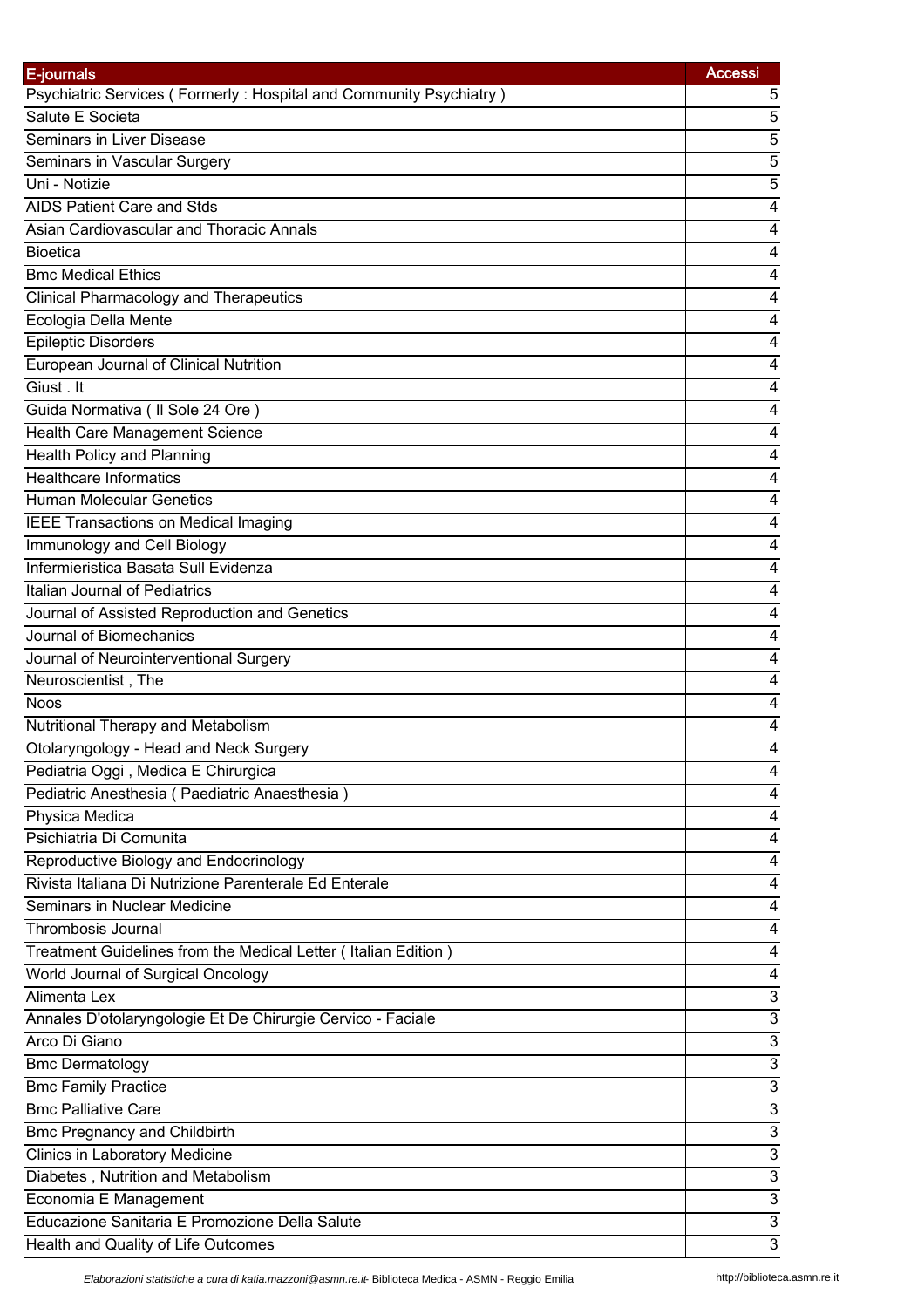| E-journals | Accessi |
| --- | --- |
| Psychiatric Services ( Formerly : Hospital and Community Psychiatry ) | 5 |
| Salute E Societa | 5 |
| Seminars in Liver Disease | 5 |
| Seminars in Vascular Surgery | 5 |
| Uni - Notizie | 5 |
| AIDS Patient Care and Stds | 4 |
| Asian Cardiovascular and Thoracic Annals | 4 |
| Bioetica | 4 |
| Bmc Medical Ethics | 4 |
| Clinical Pharmacology and Therapeutics | 4 |
| Ecologia Della Mente | 4 |
| Epileptic Disorders | 4 |
| European Journal of Clinical Nutrition | 4 |
| Giust . It | 4 |
| Guida Normativa ( Il Sole 24 Ore ) | 4 |
| Health Care Management Science | 4 |
| Health Policy and Planning | 4 |
| Healthcare Informatics | 4 |
| Human Molecular Genetics | 4 |
| IEEE Transactions on Medical Imaging | 4 |
| Immunology and Cell Biology | 4 |
| Infermieristica Basata Sull Evidenza | 4 |
| Italian Journal of Pediatrics | 4 |
| Journal of Assisted Reproduction and Genetics | 4 |
| Journal of Biomechanics | 4 |
| Journal of Neurointerventional Surgery | 4 |
| Neuroscientist , The | 4 |
| Noos | 4 |
| Nutritional Therapy and Metabolism | 4 |
| Otolaryngology - Head and Neck Surgery | 4 |
| Pediatria Oggi , Medica E Chirurgica | 4 |
| Pediatric Anesthesia ( Paediatric Anaesthesia ) | 4 |
| Physica Medica | 4 |
| Psichiatria Di Comunita | 4 |
| Reproductive Biology and Endocrinology | 4 |
| Rivista Italiana Di Nutrizione Parenterale Ed Enterale | 4 |
| Seminars in Nuclear Medicine | 4 |
| Thrombosis Journal | 4 |
| Treatment Guidelines from the Medical Letter ( Italian Edition ) | 4 |
| World Journal of Surgical Oncology | 4 |
| Alimenta Lex | 3 |
| Annales D'otolaryngologie Et De Chirurgie Cervico - Faciale | 3 |
| Arco Di Giano | 3 |
| Bmc Dermatology | 3 |
| Bmc Family Practice | 3 |
| Bmc Palliative Care | 3 |
| Bmc Pregnancy and Childbirth | 3 |
| Clinics in Laboratory Medicine | 3 |
| Diabetes , Nutrition and Metabolism | 3 |
| Economia E Management | 3 |
| Educazione Sanitaria E Promozione Della Salute | 3 |
| Health and Quality of Life Outcomes | 3 |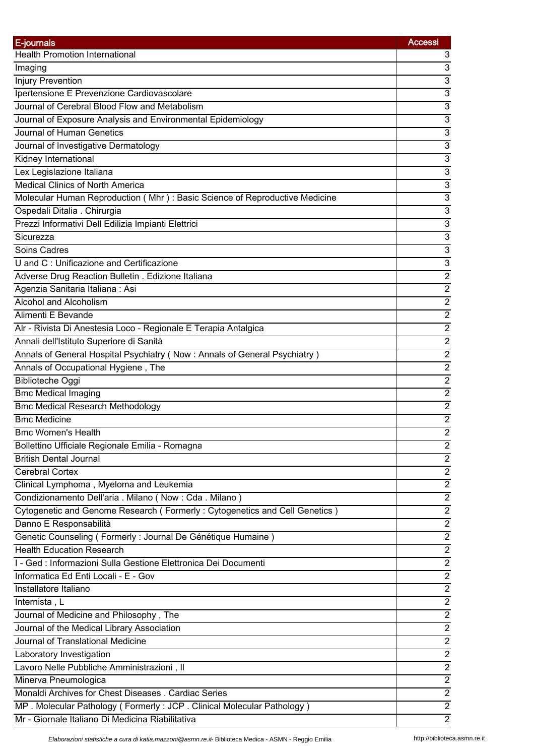| E-journals | Accessi |
| --- | --- |
| Health Promotion International | 3 |
| Imaging | 3 |
| Injury Prevention | 3 |
| Ipertensione E Prevenzione Cardiovascolare | 3 |
| Journal of Cerebral Blood Flow and Metabolism | 3 |
| Journal of Exposure Analysis and Environmental Epidemiology | 3 |
| Journal of Human Genetics | 3 |
| Journal of Investigative Dermatology | 3 |
| Kidney International | 3 |
| Lex Legislazione Italiana | 3 |
| Medical Clinics of North America | 3 |
| Molecular Human Reproduction ( Mhr ) : Basic Science of Reproductive Medicine | 3 |
| Ospedali Ditalia . Chirurgia | 3 |
| Prezzi Informativi Dell Edilizia Impianti Elettrici | 3 |
| Sicurezza | 3 |
| Soins Cadres | 3 |
| U and C : Unificazione and Certificazione | 3 |
| Adverse Drug Reaction Bulletin . Edizione Italiana | 2 |
| Agenzia Sanitaria Italiana : Asi | 2 |
| Alcohol and Alcoholism | 2 |
| Alimenti E Bevande | 2 |
| Alr - Rivista Di Anestesia Loco - Regionale E Terapia Antalgica | 2 |
| Annali dell'Istituto Superiore di Sanità | 2 |
| Annals of General Hospital Psychiatry ( Now : Annals of General Psychiatry ) | 2 |
| Annals of Occupational Hygiene , The | 2 |
| Biblioteche Oggi | 2 |
| Bmc Medical Imaging | 2 |
| Bmc Medical Research Methodology | 2 |
| Bmc Medicine | 2 |
| Bmc Women's Health | 2 |
| Bollettino Ufficiale Regionale Emilia - Romagna | 2 |
| British Dental Journal | 2 |
| Cerebral Cortex | 2 |
| Clinical Lymphoma , Myeloma and Leukemia | 2 |
| Condizionamento Dell'aria . Milano ( Now : Cda . Milano ) | 2 |
| Cytogenetic and Genome Research ( Formerly : Cytogenetics and Cell Genetics ) | 2 |
| Danno E Responsabilità | 2 |
| Genetic Counseling ( Formerly : Journal De Génétique Humaine ) | 2 |
| Health Education Research | 2 |
| I - Ged : Informazioni Sulla Gestione Elettronica Dei Documenti | 2 |
| Informatica Ed Enti Locali - E - Gov | 2 |
| Installatore Italiano | 2 |
| Internista , L | 2 |
| Journal of Medicine and Philosophy , The | 2 |
| Journal of the Medical Library Association | 2 |
| Journal of Translational Medicine | 2 |
| Laboratory Investigation | 2 |
| Lavoro Nelle Pubbliche Amministrazioni , Il | 2 |
| Minerva Pneumologica | 2 |
| Monaldi Archives for Chest Diseases . Cardiac Series | 2 |
| MP . Molecular Pathology ( Formerly : JCP . Clinical Molecular Pathology ) | 2 |
| Mr - Giornale Italiano Di Medicina Riabilitativa | 2 |

*Elaborazioni statistiche a cura di katia.mazzoni@asmn.re.it* - Biblioteca Medica - ASMN - Reggio Emilia http://biblioteca.asmn.re.it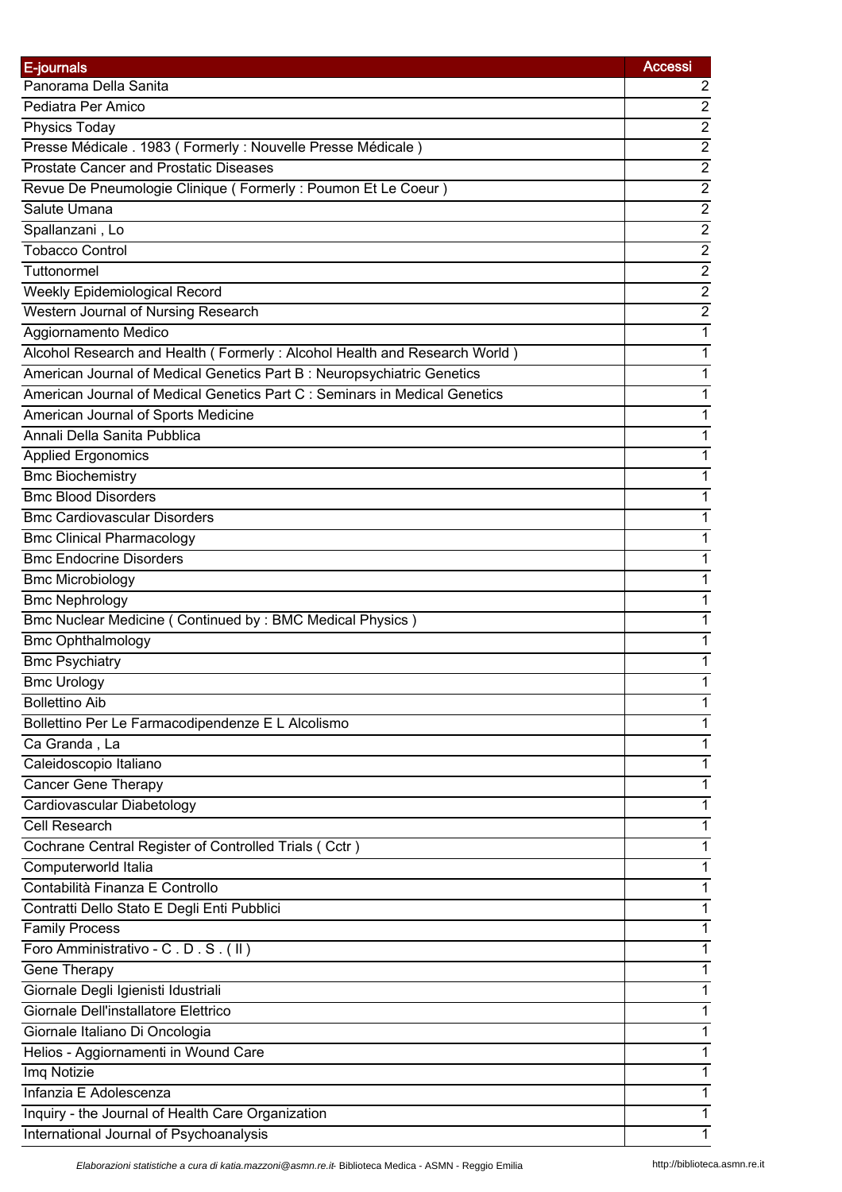| E-journals | Accessi |
|---|---|
| Panorama Della Sanita | 2 |
| Pediatra Per Amico | 2 |
| Physics Today | 2 |
| Presse Médicale . 1983 ( Formerly : Nouvelle Presse Médicale ) | 2 |
| Prostate Cancer and Prostatic Diseases | 2 |
| Revue De Pneumologie Clinique ( Formerly : Poumon Et Le Coeur ) | 2 |
| Salute Umana | 2 |
| Spallanzani , Lo | 2 |
| Tobacco Control | 2 |
| Tuttonormel | 2 |
| Weekly Epidemiological Record | 2 |
| Western Journal of Nursing Research | 2 |
| Aggiornamento Medico | 1 |
| Alcohol Research and Health ( Formerly : Alcohol Health and Research World ) | 1 |
| American Journal of Medical Genetics Part B : Neuropsychiatric Genetics | 1 |
| American Journal of Medical Genetics Part C : Seminars in Medical Genetics | 1 |
| American Journal of Sports Medicine | 1 |
| Annali Della Sanita Pubblica | 1 |
| Applied Ergonomics | 1 |
| Bmc Biochemistry | 1 |
| Bmc Blood Disorders | 1 |
| Bmc Cardiovascular Disorders | 1 |
| Bmc Clinical Pharmacology | 1 |
| Bmc Endocrine Disorders | 1 |
| Bmc Microbiology | 1 |
| Bmc Nephrology | 1 |
| Bmc Nuclear Medicine ( Continued by : BMC Medical Physics ) | 1 |
| Bmc Ophthalmology | 1 |
| Bmc Psychiatry | 1 |
| Bmc Urology | 1 |
| Bollettino Aib | 1 |
| Bollettino Per Le Farmacodipendenze E L Alcolismo | 1 |
| Ca Granda , La | 1 |
| Caleidoscopio Italiano | 1 |
| Cancer Gene Therapy | 1 |
| Cardiovascular Diabetology | 1 |
| Cell Research | 1 |
| Cochrane Central Register of Controlled Trials ( Cctr ) | 1 |
| Computerworld Italia | 1 |
| Contabilità Finanza E Controllo | 1 |
| Contratti Dello Stato E Degli Enti Pubblici | 1 |
| Family Process | 1 |
| Foro Amministrativo - C . D . S . ( Il ) | 1 |
| Gene Therapy | 1 |
| Giornale Degli Igienisti Idustriali | 1 |
| Giornale Dell'installatore Elettrico | 1 |
| Giornale Italiano Di Oncologia | 1 |
| Helios - Aggiornamenti in Wound Care | 1 |
| Imq Notizie | 1 |
| Infanzia E Adolescenza | 1 |
| Inquiry - the Journal of Health Care Organization | 1 |
| International Journal of Psychoanalysis | 1 |

*Elaborazioni statistiche a cura di katia.mazzoni@asmn.re.it*- Biblioteca Medica - ASMN - Reggio Emilia http://biblioteca.asmn.re.it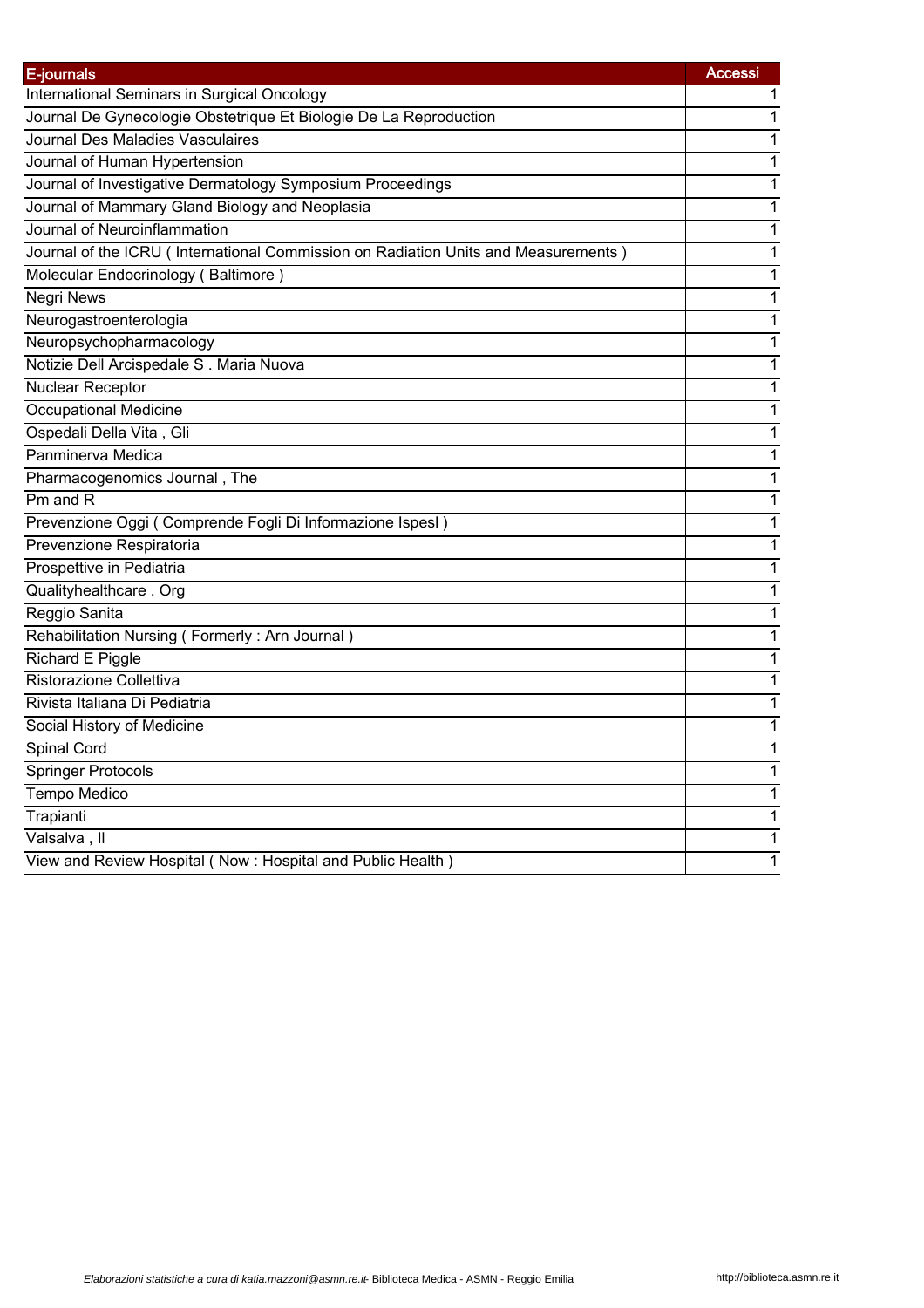| E-journals | Accessi |
| --- | --- |
| International Seminars in Surgical Oncology | 1 |
| Journal De Gynecologie Obstetrique Et Biologie De La Reproduction | 1 |
| Journal Des Maladies Vasculaires | 1 |
| Journal of Human Hypertension | 1 |
| Journal of Investigative Dermatology Symposium Proceedings | 1 |
| Journal of Mammary Gland Biology and Neoplasia | 1 |
| Journal of Neuroinflammation | 1 |
| Journal of the ICRU ( International Commission on Radiation Units and Measurements ) | 1 |
| Molecular Endocrinology ( Baltimore ) | 1 |
| Negri News | 1 |
| Neurogastroenterologia | 1 |
| Neuropsychopharmacology | 1 |
| Notizie Dell Arcispedale S . Maria Nuova | 1 |
| Nuclear Receptor | 1 |
| Occupational Medicine | 1 |
| Ospedali Della Vita , Gli | 1 |
| Panminerva Medica | 1 |
| Pharmacogenomics Journal , The | 1 |
| Pm and R | 1 |
| Prevenzione Oggi ( Comprende Fogli Di Informazione Ispesl ) | 1 |
| Prevenzione Respiratoria | 1 |
| Prospettive in Pediatria | 1 |
| Qualityhealthcare . Org | 1 |
| Reggio Sanita | 1 |
| Rehabilitation Nursing ( Formerly : Arn Journal ) | 1 |
| Richard E Piggle | 1 |
| Ristorazione Collettiva | 1 |
| Rivista Italiana Di Pediatria | 1 |
| Social History of Medicine | 1 |
| Spinal Cord | 1 |
| Springer Protocols | 1 |
| Tempo Medico | 1 |
| Trapianti | 1 |
| Valsalva , Il | 1 |
| View and Review Hospital ( Now : Hospital and Public Health ) | 1 |

*Elaborazioni statistiche a cura di katia.mazzoni@asmn.re.it*- Biblioteca Medica - ASMN - Reggio Emilia    http://biblioteca.asmn.re.it